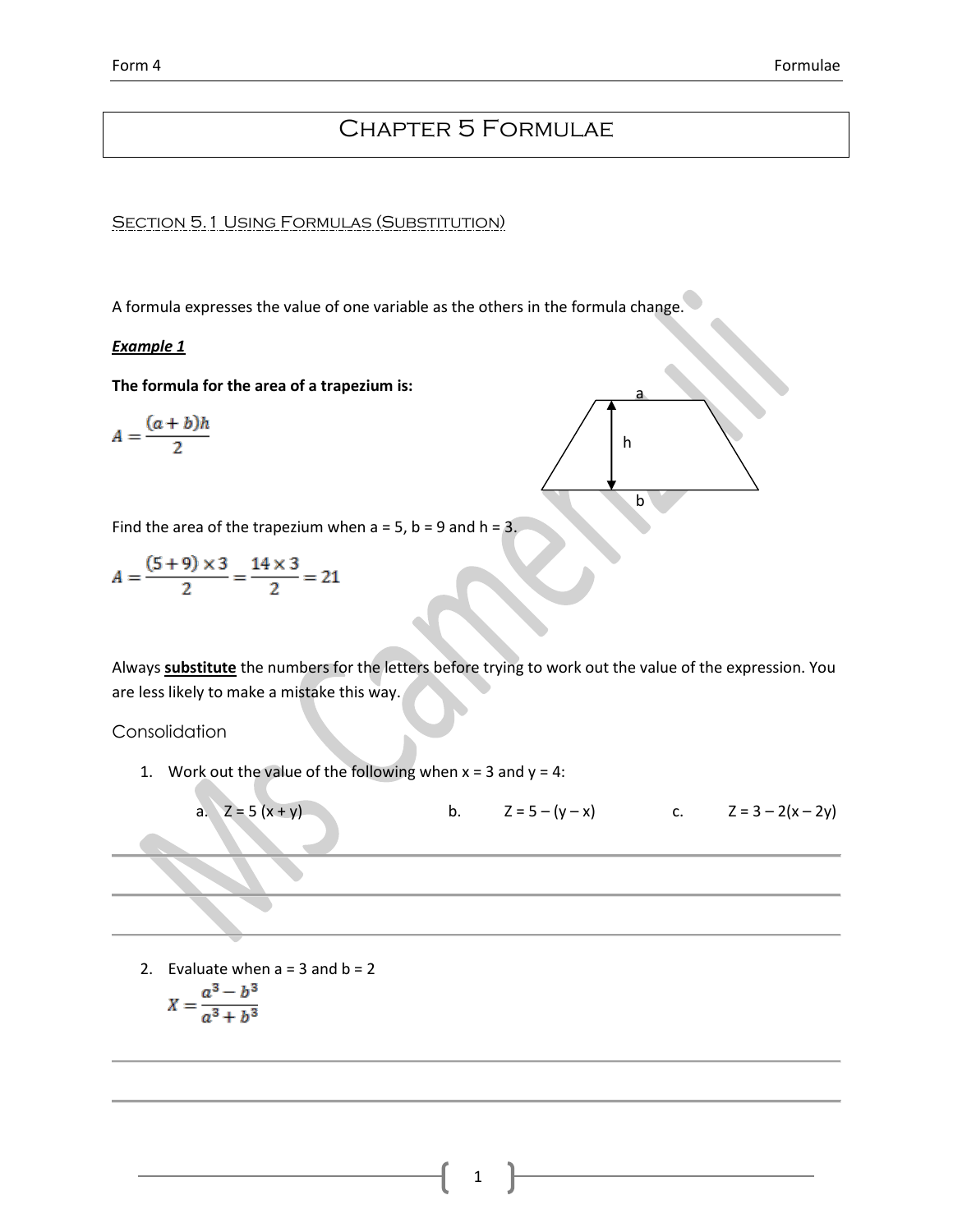# Chapter 5 Formulae

## Section 5.1 Using Formulas (Substitution)

A formula expresses the value of one variable as the others in the formula change.

***Example 1***

**The formula for the area of a trapezium is:**

$$A = \frac{(a+b)h}{2}$$

Find the area of the trapezium when a = 5, b = 9 and h = 3.

$$A = \frac{(5+9)\times 3}{2} = \frac{14 \times 3}{2} = 21$$

Always **substitute** the numbers for the letters before trying to work out the value of the expression. You are less likely to make a mistake this way.

### Consolidation

1. Work out the value of the following when x = 3 and y = 4:

   a. $Z = 5(x + y)$ b. $Z = 5 - (y - x)$ c. $Z = 3 - 2(x - 2y)$

2. Evaluate when a = 3 and b = 2

$$X = \frac{a^3 - b^3}{a^3 + b^3}$$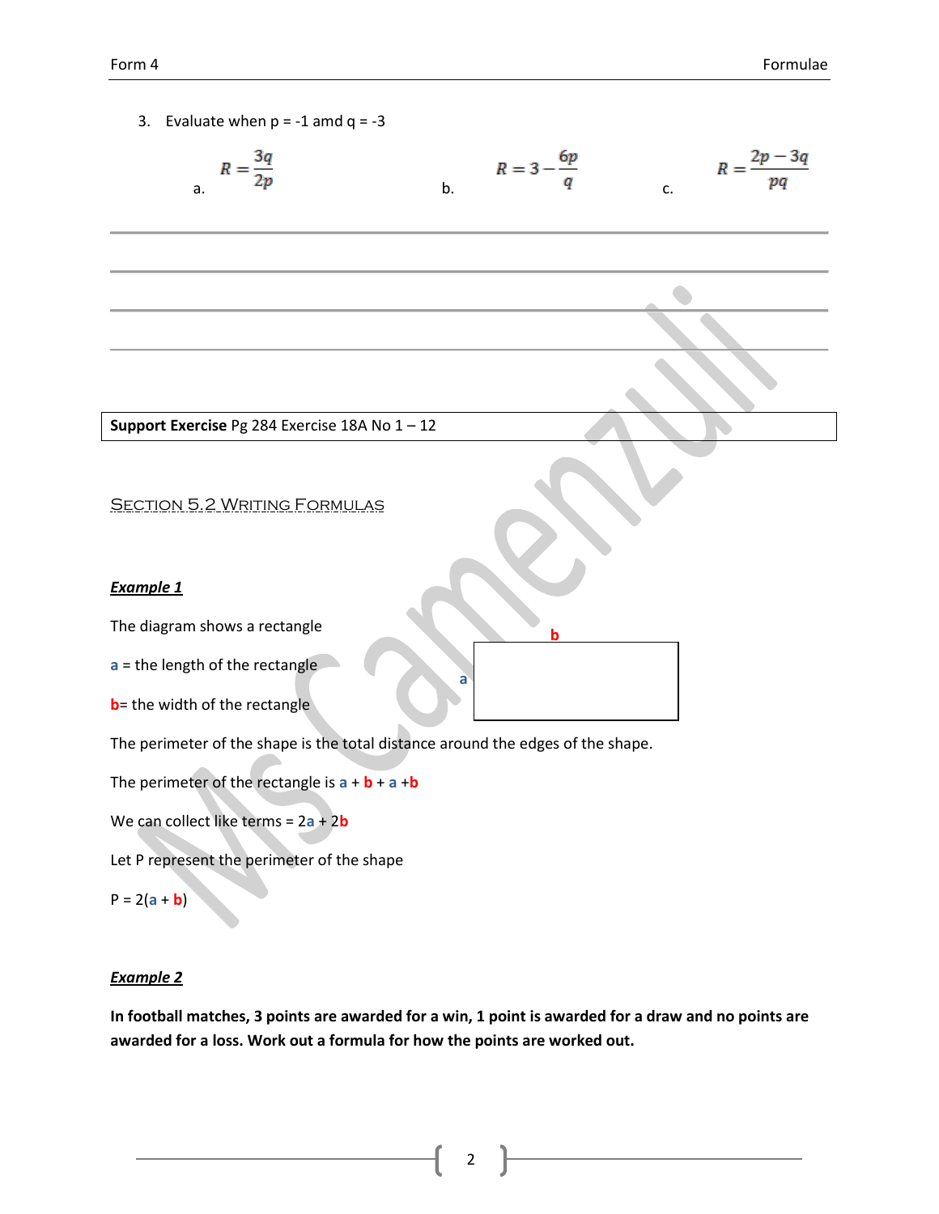3. Evaluate when p = -1 amd q = -3

a. $R = \frac{3q}{2p}$

b. $R = 3 - \frac{6p}{q}$

c. $R = \frac{2p - 3q}{pq}$

**Support Exercise** Pg 284 Exercise 18A No 1 – 12

## Section 5.2 Writing Formulas

***Example 1***

The diagram shows a rectangle

a = the length of the rectangle

b= the width of the rectangle

The perimeter of the shape is the total distance around the edges of the shape.

The perimeter of the rectangle is a + b + a +b

We can collect like terms = 2a + 2b

Let P represent the perimeter of the shape

P = 2(a + b)

***Example 2***

**In football matches, 3 points are awarded for a win, 1 point is awarded for a draw and no points are awarded for a loss. Work out a formula for how the points are worked out.**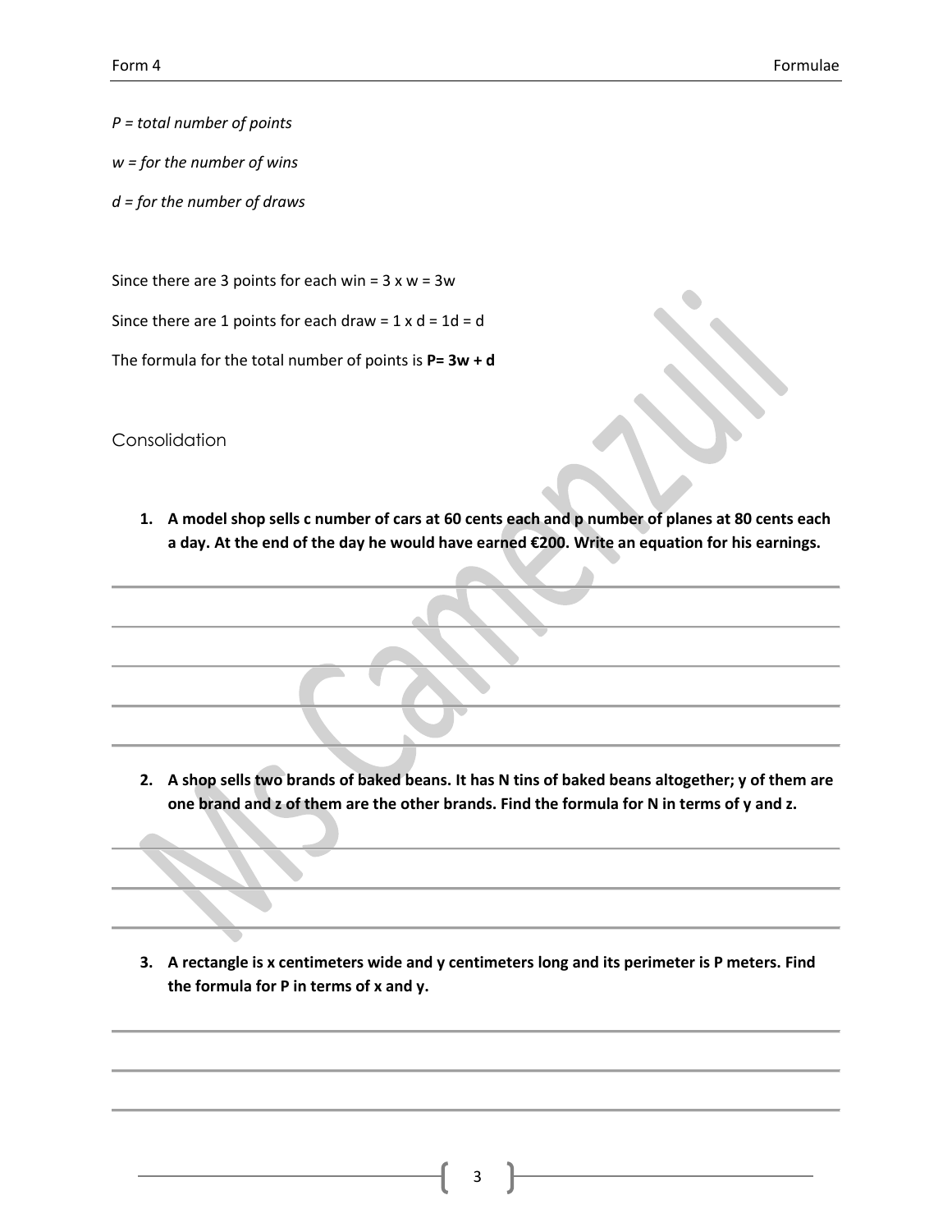*P = total number of points*

*w = for the number of wins*

*d = for the number of draws*

Since there are 3 points for each win = 3 x w = 3w

Since there are 1 points for each draw = 1 x d = 1d = d

The formula for the total number of points is **P= 3w + d**

## Consolidation

1. **A model shop sells c number of cars at 60 cents each and p number of planes at 80 cents each a day. At the end of the day he would have earned €200. Write an equation for his earnings.**

2. **A shop sells two brands of baked beans. It has N tins of baked beans altogether; y of them are one brand and z of them are the other brands. Find the formula for N in terms of y and z.**

3. **A rectangle is x centimeters wide and y centimeters long and its perimeter is P meters. Find the formula for P in terms of x and y.**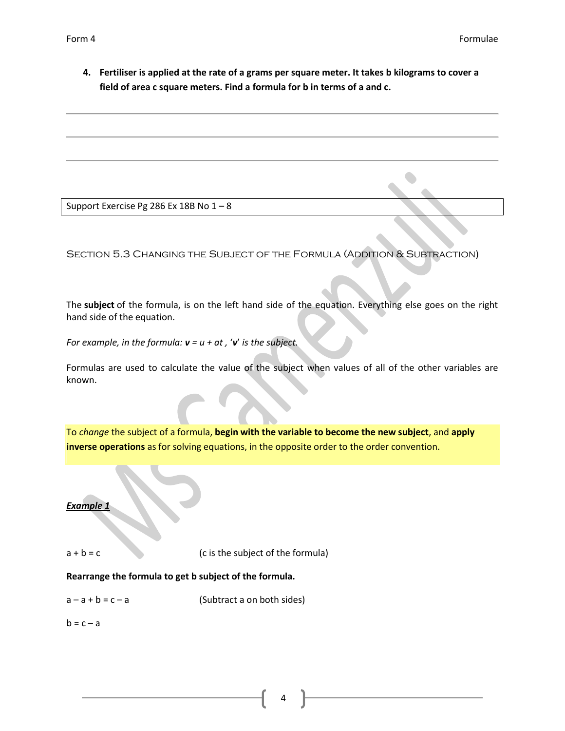**4. Fertiliser is applied at the rate of a grams per square meter. It takes b kilograms to cover a field of area c square meters. Find a formula for b in terms of a and c.**

Support Exercise Pg 286 Ex 18B No 1 – 8

## Section 5.3 Changing the Subject of the Formula (Addition & Subtraction)

The **subject** of the formula, is on the left hand side of the equation. Everything else goes on the right hand side of the equation.

*For example, in the formula:* $\boldsymbol{v} = u + at$ *, '*$\boldsymbol{v}$*' is the subject.*

Formulas are used to calculate the value of the subject when values of all of the other variables are known.

To *change* the subject of a formula, **begin with the variable to become the new subject**, and **apply inverse operations** as for solving equations, in the opposite order to the order convention.

***Example 1***

$a + b = c$ (c is the subject of the formula)

**Rearrange the formula to get b subject of the formula.**

$a - a + b = c - a$ (Subtract a on both sides)

$b = c - a$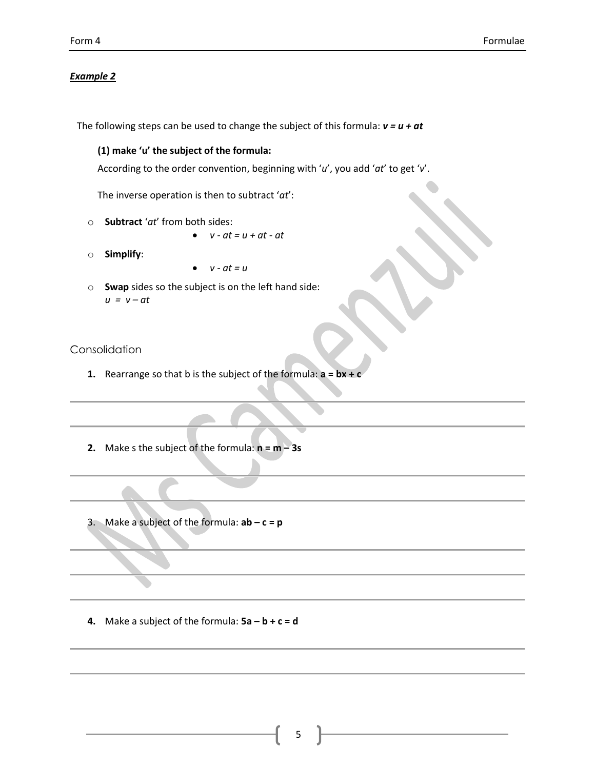***Example 2***

The following steps can be used to change the subject of this formula: $v = u + at$

**(1) make 'u' the subject of the formula:**

According to the order convention, beginning with '$u$', you add '$at$' to get '$v$'.

The inverse operation is then to subtract '$at$':

- **Subtract** '$at$' from both sides:
  - $v - at = u + at - at$
- **Simplify**:
  - $v - at = u$
- **Swap** sides so the subject is on the left hand side:
  $u = v - at$

## Consolidation

1. Rearrange so that b is the subject of the formula: $a = bx + c$

2. Make s the subject of the formula: $n = m - 3s$

3. Make a subject of the formula: $ab - c = p$

4. Make a subject of the formula: $5a - b + c = d$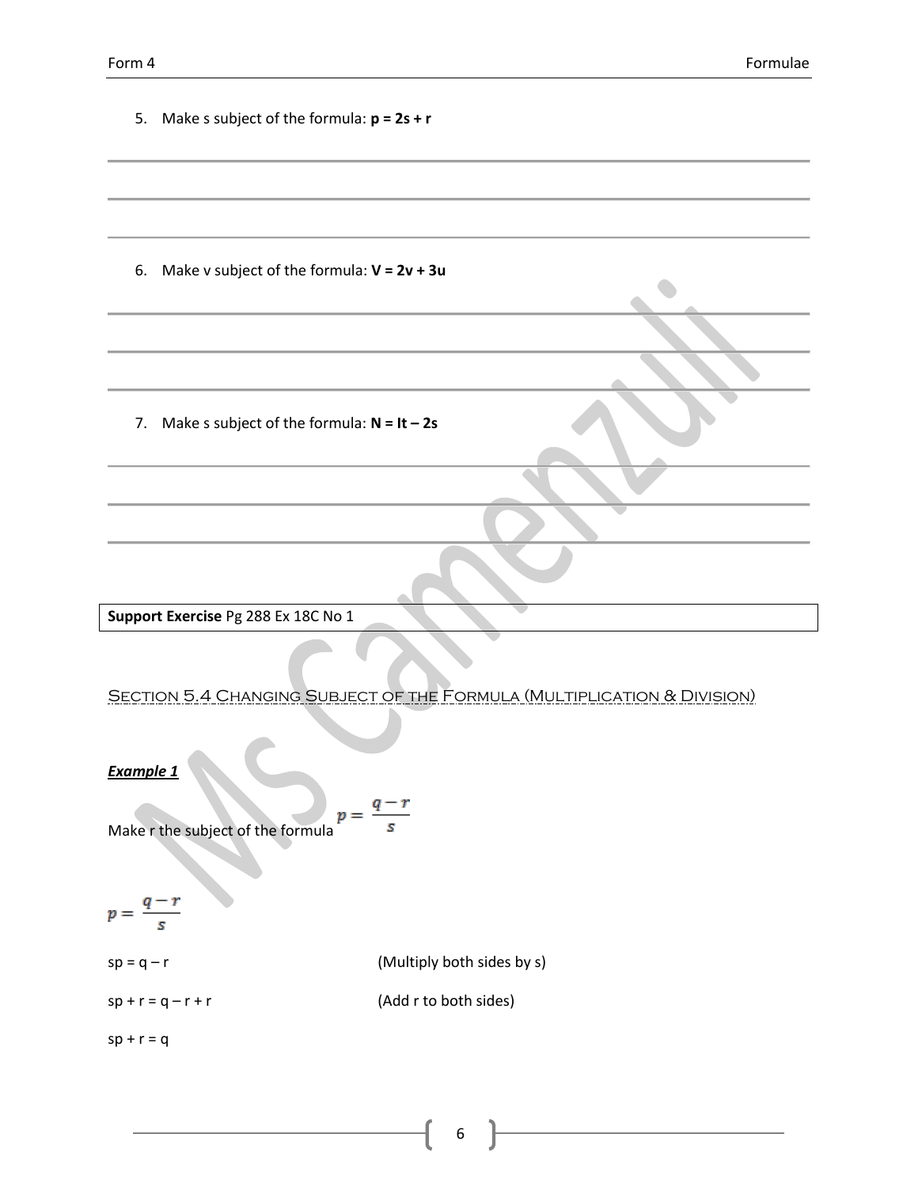5. Make s subject of the formula: **$p = 2s + r$**

6. Make v subject of the formula: **$V = 2v + 3u$**

7. Make s subject of the formula: **$N = It - 2s$**

**Support Exercise** Pg 288 Ex 18C No 1

## Section 5.4 Changing Subject of the Formula (Multiplication & Division)

***Example 1***

Make r the subject of the formula $p = \dfrac{q-r}{s}$

$p = \dfrac{q-r}{s}$

$sp = q - r$ (Multiply both sides by s)

$sp + r = q - r + r$ (Add r to both sides)

$sp + r = q$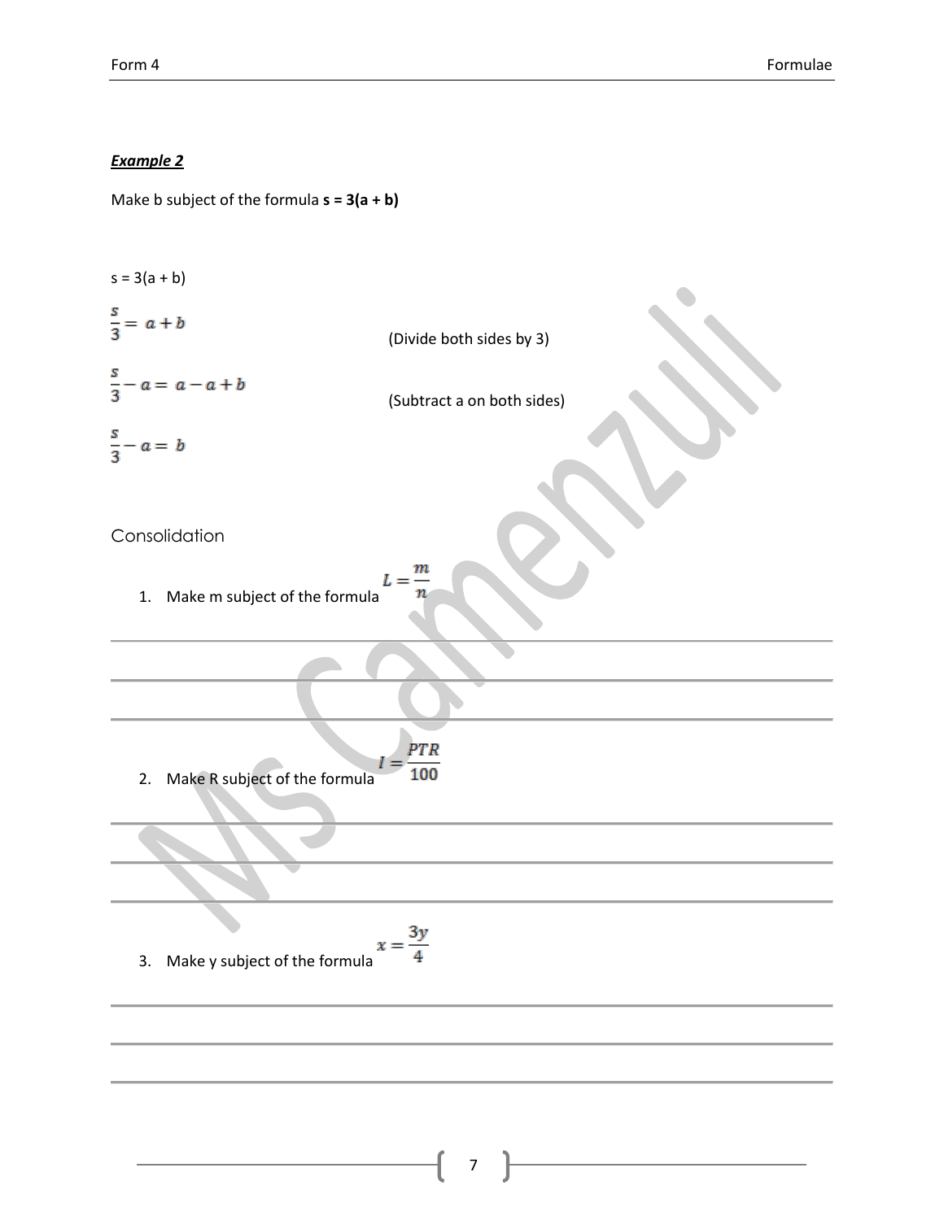***Example 2***

Make b subject of the formula **s = 3(a + b)**

s = 3(a + b)

$$\frac{s}{3} = a + b$$ (Divide both sides by 3)

$$\frac{s}{3} - a = a - a + b$$ (Subtract a on both sides)

$$\frac{s}{3} - a = b$$

Consolidation

1. Make m subject of the formula $L = \frac{m}{n}$

2. Make R subject of the formula $I = \frac{PTR}{100}$

3. Make y subject of the formula $x = \frac{3y}{4}$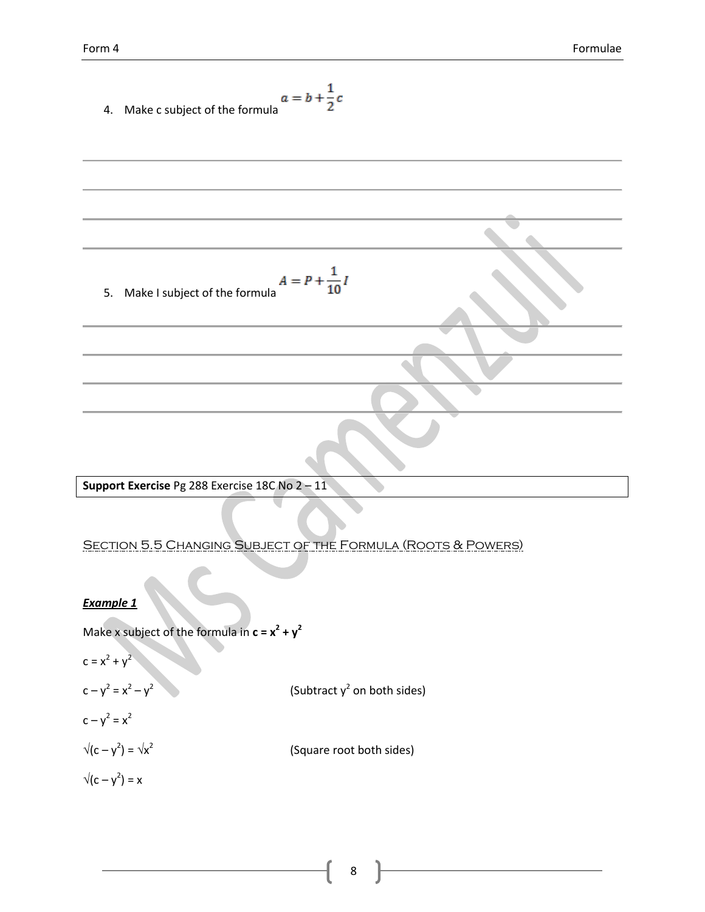4. Make c subject of the formula $a = b + \frac{1}{2}c$

5. Make I subject of the formula $A = P + \frac{1}{10}I$

**Support Exercise** Pg 288 Exercise 18C No 2 – 11

## Section 5.5 Changing Subject of the Formula (Roots & Powers)

***Example 1***

Make x subject of the formula in $\mathbf{c = x^2 + y^2}$

$c = x^2 + y^2$

$c - y^2 = x^2 - y^2$ (Subtract $y^2$ on both sides)

$c - y^2 = x^2$

$\sqrt{(c - y^2)} = \sqrt{x^2}$ (Square root both sides)

$\sqrt{(c - y^2)} = x$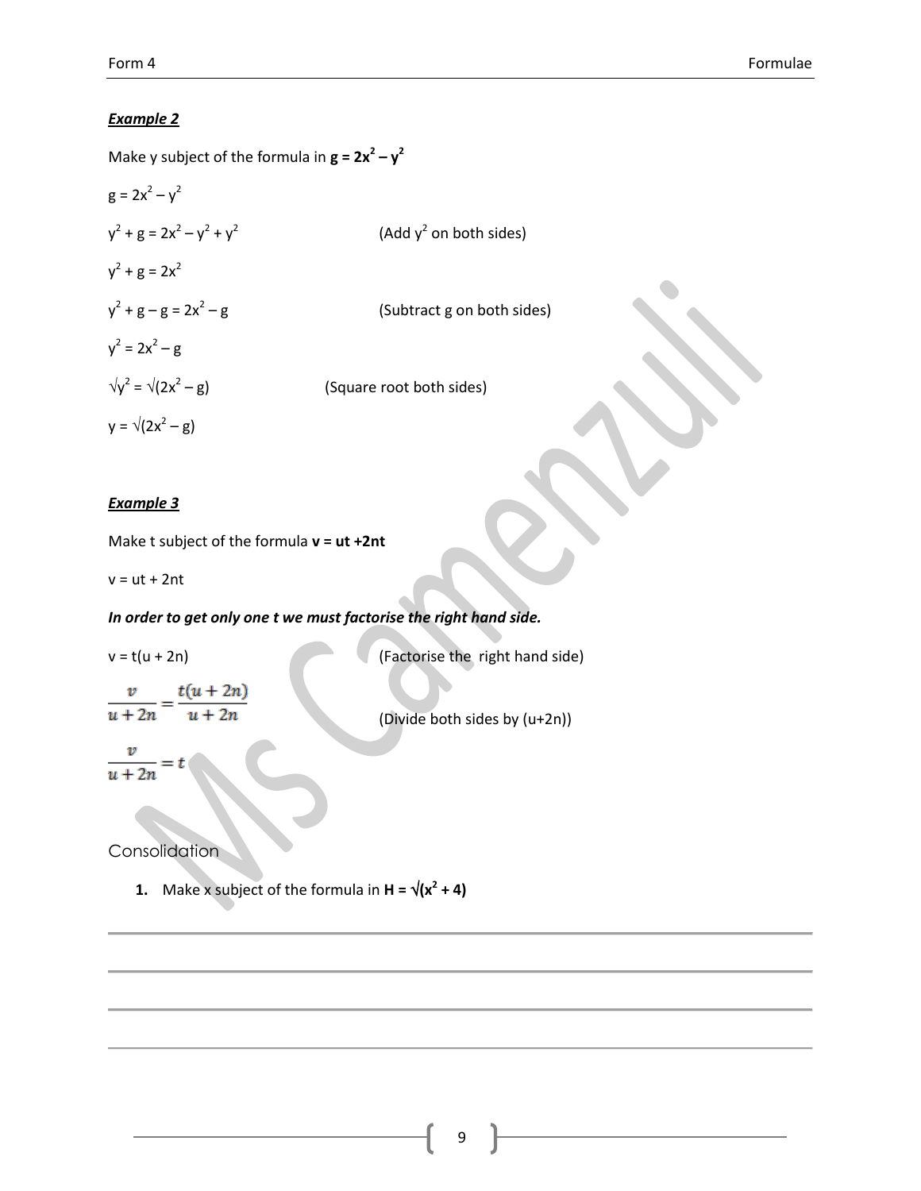***Example 2***

Make y subject of the formula in $\mathbf{g = 2x^2 - y^2}$

$g = 2x^2 - y^2$

$y^2 + g = 2x^2 - y^2 + y^2$ (Add $y^2$ on both sides)

$y^2 + g = 2x^2$

$y^2 + g - g = 2x^2 - g$ (Subtract g on both sides)

$y^2 = 2x^2 - g$

$\sqrt{y^2} = \sqrt{(2x^2 - g)}$ (Square root both sides)

$y = \sqrt{(2x^2 - g)}$

***Example 3***

Make t subject of the formula $\mathbf{v = ut + 2nt}$

$v = ut + 2nt$

***In order to get only one t we must factorise the right hand side.***

$v = t(u + 2n)$ (Factorise the right hand side)

$\frac{v}{u + 2n} = \frac{t(u + 2n)}{u + 2n}$ (Divide both sides by (u+2n))

$\frac{v}{u + 2n} = t$

Consolidation

1. Make x subject of the formula in $\mathbf{H = \sqrt{(x^2 + 4)}}$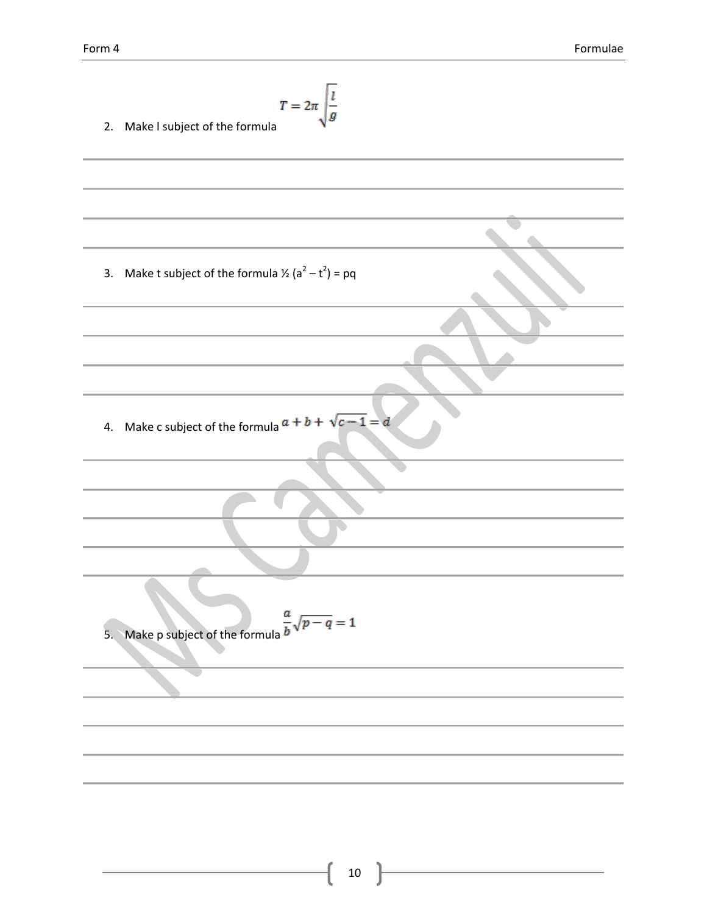2. Make l subject of the formula $T = 2\pi\sqrt{\frac{l}{g}}$

3. Make t subject of the formula $\frac{1}{2}(a^2 - t^2) = pq$

4. Make c subject of the formula $a + b + \sqrt{c - 1} = d$

5. Make p subject of the formula $\frac{a}{b}\sqrt{p - q} = 1$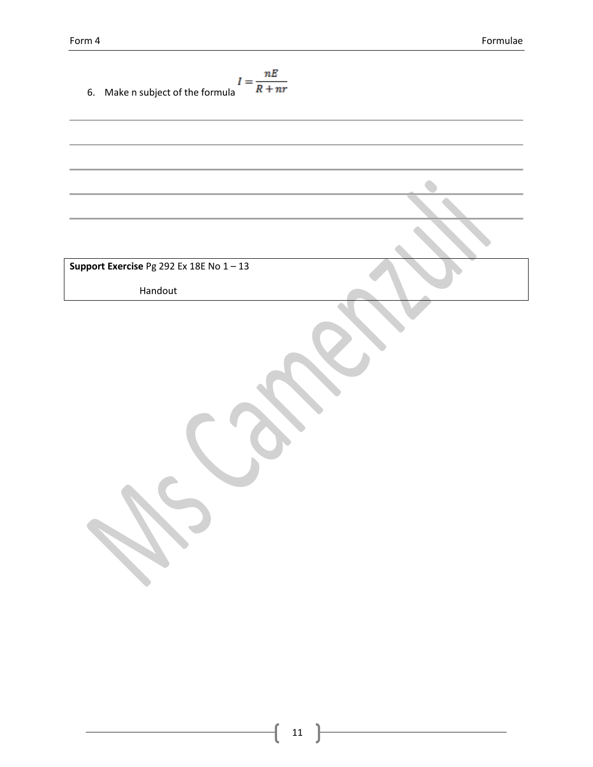6. Make n subject of the formula $I = \dfrac{nE}{R + nr}$

**Support Exercise** Pg 292 Ex 18E No 1 – 13

Handout